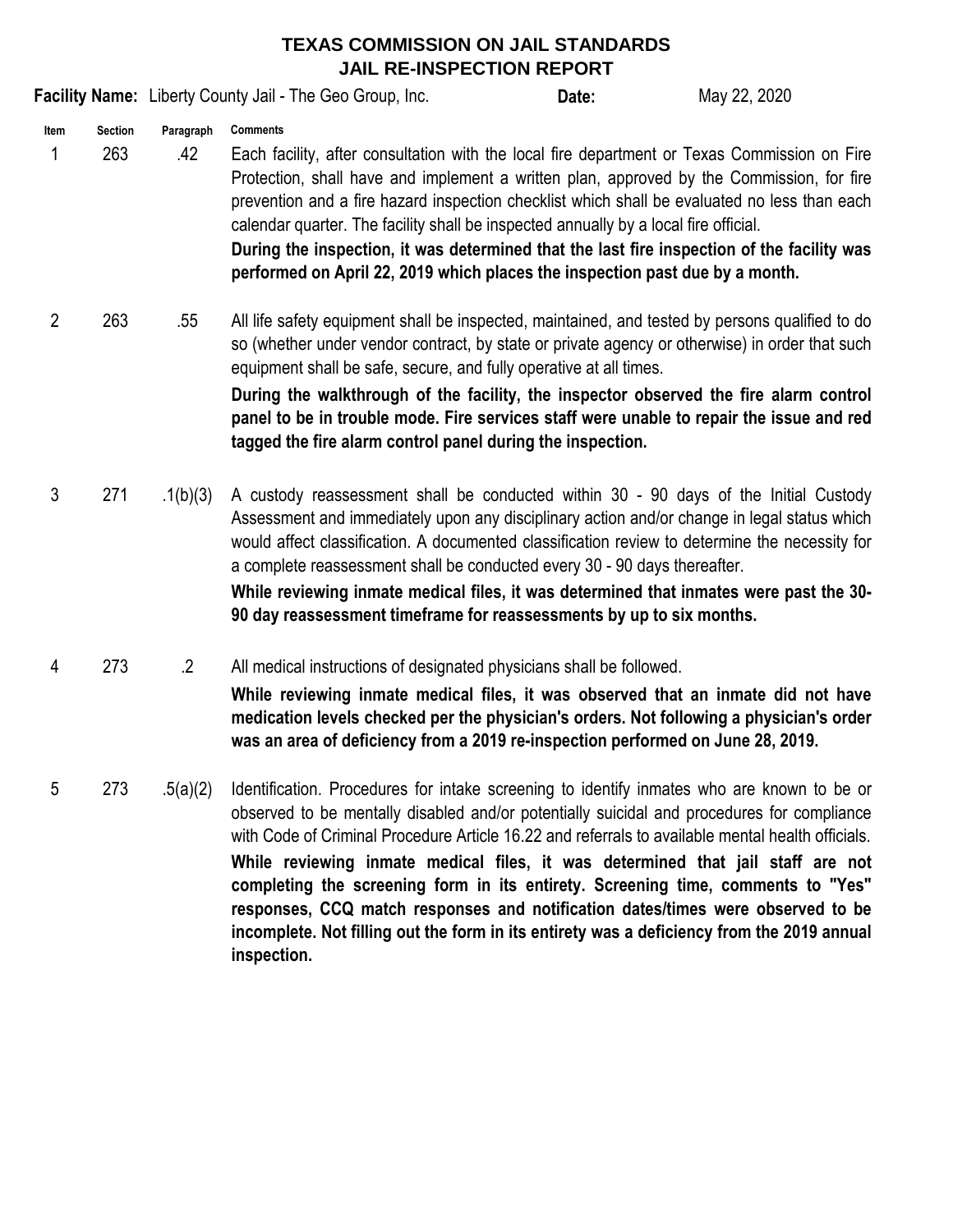# TEXAS COMMISSION ON JAIL STANDARDS
## JAIL RE-INSPECTION REPORT

**Facility Name:** Liberty County Jail - The Geo Group, Inc. **Date:** May 22, 2020

| Item | Section | Paragraph | Comments |
| --- | --- | --- | --- |
| 1 | 263 | .42 | Each facility, after consultation with the local fire department or Texas Commission on Fire Protection, shall have and implement a written plan, approved by the Commission, for fire prevention and a fire hazard inspection checklist which shall be evaluated no less than each calendar quarter. The facility shall be inspected annually by a local fire official. **During the inspection, it was determined that the last fire inspection of the facility was performed on April 22, 2019 which places the inspection past due by a month.** |
| 2 | 263 | .55 | All life safety equipment shall be inspected, maintained, and tested by persons qualified to do so (whether under vendor contract, by state or private agency or otherwise) in order that such equipment shall be safe, secure, and fully operative at all times. **During the walkthrough of the facility, the inspector observed the fire alarm control panel to be in trouble mode. Fire services staff were unable to repair the issue and red tagged the fire alarm control panel during the inspection.** |
| 3 | 271 | .1(b)(3) | A custody reassessment shall be conducted within 30 - 90 days of the Initial Custody Assessment and immediately upon any disciplinary action and/or change in legal status which would affect classification. A documented classification review to determine the necessity for a complete reassessment shall be conducted every 30 - 90 days thereafter. **While reviewing inmate medical files, it was determined that inmates were past the 30-90 day reassessment timeframe for reassessments by up to six months.** |
| 4 | 273 | .2 | All medical instructions of designated physicians shall be followed. **While reviewing inmate medical files, it was observed that an inmate did not have medication levels checked per the physician's orders. Not following a physician's order was an area of deficiency from a 2019 re-inspection performed on June 28, 2019.** |
| 5 | 273 | .5(a)(2) | Identification. Procedures for intake screening to identify inmates who are known to be or observed to be mentally disabled and/or potentially suicidal and procedures for compliance with Code of Criminal Procedure Article 16.22 and referrals to available mental health officials. **While reviewing inmate medical files, it was determined that jail staff are not completing the screening form in its entirety. Screening time, comments to "Yes" responses, CCQ match responses and notification dates/times were observed to be incomplete. Not filling out the form in its entirety was a deficiency from the 2019 annual inspection.** |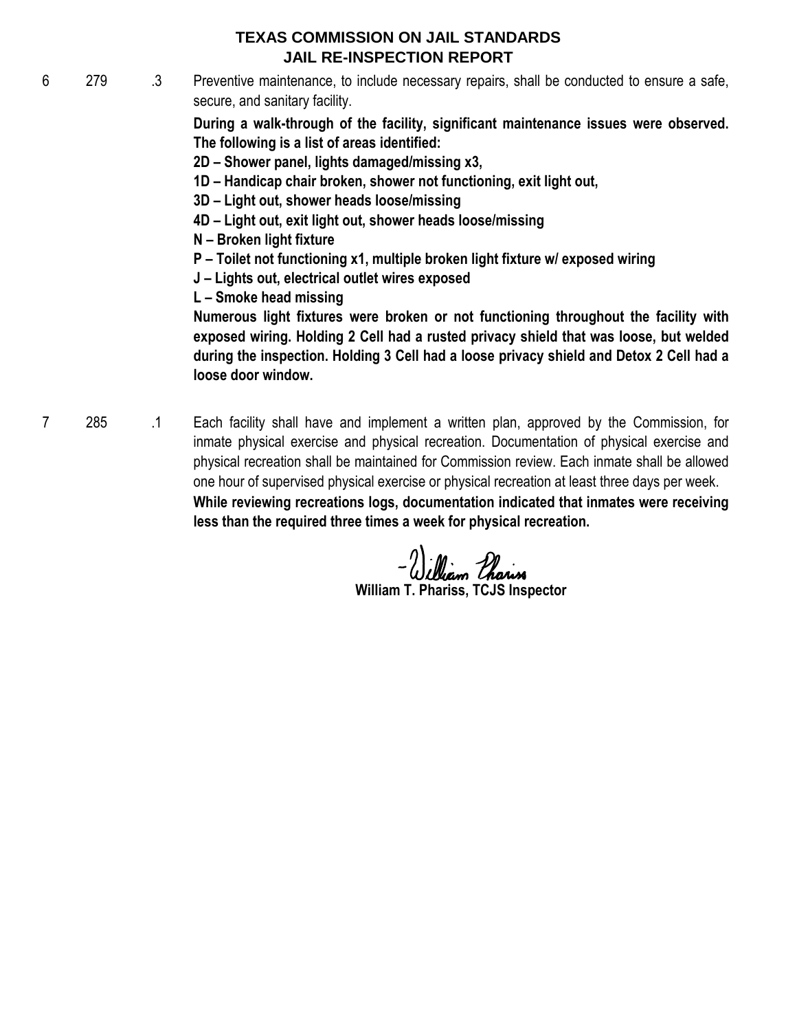**TEXAS COMMISSION ON JAIL STANDARDS**
**JAIL RE-INSPECTION REPORT**

6 279 .3 Preventive maintenance, to include necessary repairs, shall be conducted to ensure a safe, secure, and sanitary facility.

**During a walk-through of the facility, significant maintenance issues were observed. The following is a list of areas identified:**

**2D – Shower panel, lights damaged/missing x3,**

**1D – Handicap chair broken, shower not functioning, exit light out,**

**3D – Light out, shower heads loose/missing**

**4D – Light out, exit light out, shower heads loose/missing**

**N – Broken light fixture**

**P – Toilet not functioning x1, multiple broken light fixture w/ exposed wiring**

**J – Lights out, electrical outlet wires exposed**

**L – Smoke head missing**

**Numerous light fixtures were broken or not functioning throughout the facility with exposed wiring. Holding 2 Cell had a rusted privacy shield that was loose, but welded during the inspection. Holding 3 Cell had a loose privacy shield and Detox 2 Cell had a loose door window.**

7 285 .1 Each facility shall have and implement a written plan, approved by the Commission, for inmate physical exercise and physical recreation. Documentation of physical exercise and physical recreation shall be maintained for Commission review. Each inmate shall be allowed one hour of supervised physical exercise or physical recreation at least three days per week.

**While reviewing recreations logs, documentation indicated that inmates were receiving less than the required three times a week for physical recreation.**

-William Phariss

**William T. Phariss, TCJS Inspector**